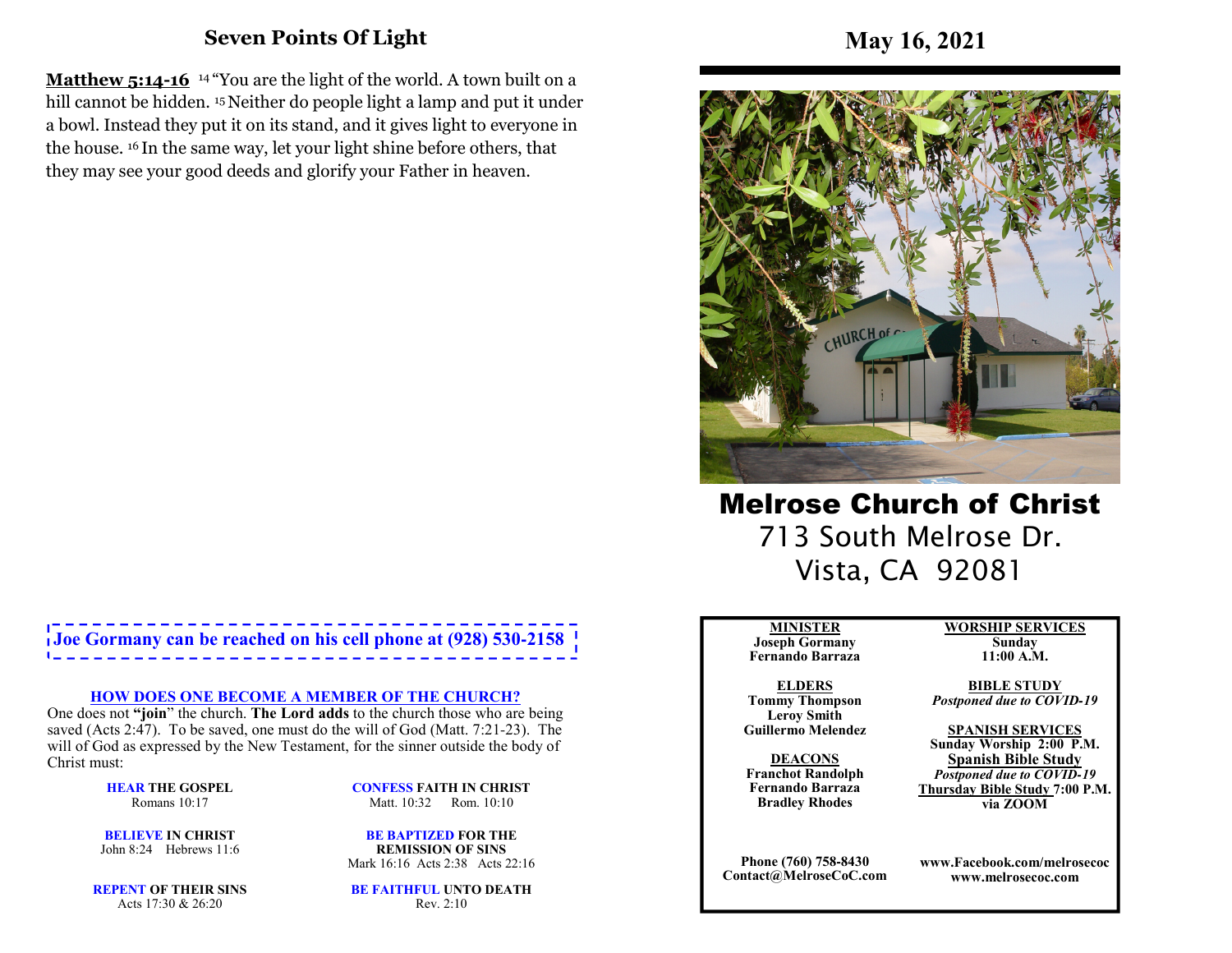## Seven Points Of Light

**Matthew 5:14-16** [14] "You are the light of the world. A town built on a hill cannot be hidden. [15] Neither do people light a lamp and put it under a bowl. Instead they put it on its stand, and it gives light to everyone in the house. [16] In the same way, let your light shine before others, that they may see your good deeds and glorify your Father in heaven.

**Joe Gormany can be reached on his cell phone at (928) 530-2158**

**HOW DOES ONE BECOME A MEMBER OF THE CHURCH?**

One does not **"join"** the church. **The Lord adds** to the church those who are being saved (Acts 2:47). To be saved, one must do the will of God (Matt. 7:21-23). The will of God as expressed by the New Testament, for the sinner outside the body of Christ must:

**HEAR THE GOSPEL**
Romans 10:17

**BELIEVE IN CHRIST**
John 8:24 Hebrews 11:6

**REPENT OF THEIR SINS**
Acts 17:30 & 26:20

**CONFESS FAITH IN CHRIST**
Matt. 10:32 Rom. 10:10

**BE BAPTIZED FOR THE REMISSION OF SINS**
Mark 16:16 Acts 2:38 Acts 22:16

**BE FAITHFUL UNTO DEATH**
Rev. 2:10

# May 16, 2021

# Melrose Church of Christ

713 South Melrose Dr.
Vista, CA 92081

**MINISTER**
**Joseph Gormany**
**Fernando Barraza**

**ELDERS**
**Tommy Thompson**
**Leroy Smith**
**Guillermo Melendez**

**DEACONS**
**Franchot Randolph**
**Fernando Barraza**
**Bradley Rhodes**

**WORSHIP SERVICES**
**Sunday**
**11:00 A.M.**

**BIBLE STUDY**
*Postponed due to COVID-19*

**SPANISH SERVICES**
**Sunday Worship 2:00 P.M.**
**Spanish Bible Study**
*Postponed due to COVID-19*
**Thursday Bible Study 7:00 P.M. via ZOOM**

**Phone (760) 758-8430**
**Contact@MelroseCoC.com**

**www.Facebook.com/melrosecoc**
**www.melrosecoc.com**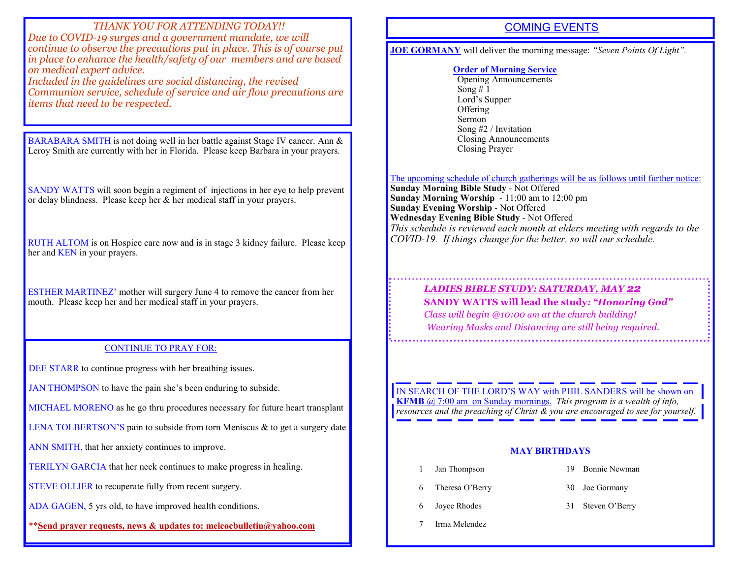*THANK YOU FOR ATTENDING TODAY!!*

*Due to COVID-19 surges and a government mandate, we will continue to observe the precautions put in place. This is of course put in place to enhance the health/safety of our members and are based on medical expert advice.*

*Included in the guidelines are social distancing, the revised Communion service, schedule of service and air flow precautions are items that need to be respected.*

BARABARA SMITH is not doing well in her battle against Stage IV cancer. Ann & Leroy Smith are currently with her in Florida. Please keep Barbara in your prayers.

SANDY WATTS will soon begin a regiment of injections in her eye to help prevent or delay blindness. Please keep her & her medical staff in your prayers.

RUTH ALTOM is on Hospice care now and is in stage 3 kidney failure. Please keep her and KEN in your prayers.

ESTHER MARTINEZ' mother will surgery June 4 to remove the cancer from her mouth. Please keep her and her medical staff in your prayers.

CONTINUE TO PRAY FOR:

DEE STARR to continue progress with her breathing issues.

JAN THOMPSON to have the pain she's been enduring to subside.

MICHAEL MORENO as he go thru procedures necessary for future heart transplant

LENA TOLBERTSON'S pain to subside from torn Meniscus & to get a surgery date

ANN SMITH, that her anxiety continues to improve.

TERILYN GARCIA that her neck continues to make progress in healing.

STEVE OLLIER to recuperate fully from recent surgery.

ADA GAGEN, 5 yrs old, to have improved health conditions.

****Send prayer requests, news & updates to: melcocbulletin@yahoo.com**

## COMING EVENTS

**JOE GORMANY** will deliver the morning message: *"Seven Points Of Light".*

**Order of Morning Service**

- Opening Announcements
- Song # 1
- Lord's Supper
- Offering
- Sermon
- Song #2 / Invitation
- Closing Announcements
- Closing Prayer

The upcoming schedule of church gatherings will be as follows until further notice:

**Sunday Morning Bible Study** - Not Offered
**Sunday Morning Worship** - 11;00 am to 12:00 pm
**Sunday Evening Worship** - Not Offered
**Wednesday Evening Bible Study** - Not Offered

*This schedule is reviewed each month at elders meeting with regards to the COVID-19. If things change for the better, so will our schedule.*

***LADIES BIBLE STUDY: SATURDAY, MAY 22***

**SANDY WATTS will lead the study: *"Honoring God"***

*Class will begin @10:00 am at the church building!*

*Wearing Masks and Distancing are still being required.*

IN SEARCH OF THE LORD'S WAY with PHIL SANDERS will be shown on **KFMB** @ 7:00 am on Sunday mornings. *This program is a wealth of info, resources and the preaching of Christ & you are encouraged to see for yourself.*

**MAY BIRTHDAYS**

| | | | |
|---|---|---|---|
| 1 | Jan Thompson | 19 | Bonnie Newman |
| 6 | Theresa O'Berry | 30 | Joe Gormany |
| 6 | Joyce Rhodes | 31 | Steven O'Berry |
| 7 | Irma Melendez | | |